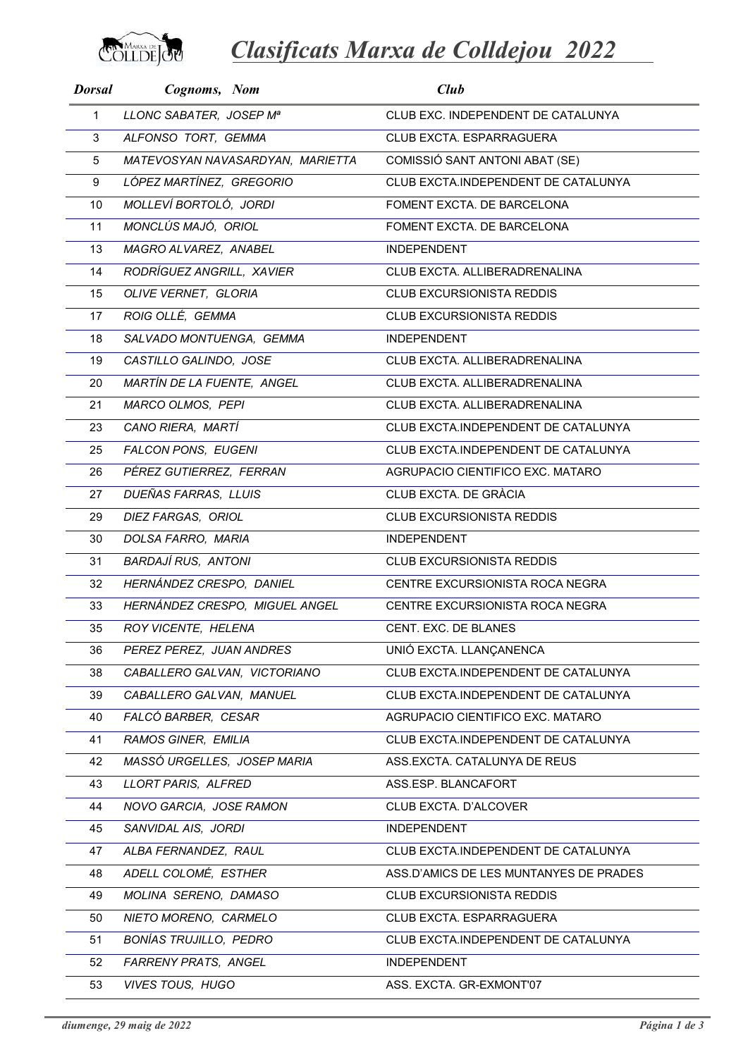# *Clasificats Marxa de Colldejou 2022*

| *Dorsal* | *Cognoms, Nom* | *Club* |
|---|---|---|
| 1 | *LLONC SABATER, JOSEP Mª* | CLUB EXC. INDEPENDENT DE CATALUNYA |
| 3 | *ALFONSO TORT, GEMMA* | CLUB EXCTA. ESPARRAGUERA |
| 5 | *MATEVOSYAN NAVASARDYAN, MARIETTA* | COMISSIÓ SANT ANTONI ABAT (SE) |
| 9 | *LÓPEZ MARTÍNEZ, GREGORIO* | CLUB EXCTA.INDEPENDENT DE CATALUNYA |
| 10 | *MOLLEVÍ BORTOLÓ, JORDI* | FOMENT EXCTA. DE BARCELONA |
| 11 | *MONCLÚS MAJÓ, ORIOL* | FOMENT EXCTA. DE BARCELONA |
| 13 | *MAGRO ALVAREZ, ANABEL* | INDEPENDENT |
| 14 | *RODRÍGUEZ ANGRILL, XAVIER* | CLUB EXCTA. ALLIBERADRENALINA |
| 15 | *OLIVE VERNET, GLORIA* | CLUB EXCURSIONISTA REDDIS |
| 17 | *ROIG OLLÉ, GEMMA* | CLUB EXCURSIONISTA REDDIS |
| 18 | *SALVADO MONTUENGA, GEMMA* | INDEPENDENT |
| 19 | *CASTILLO GALINDO, JOSE* | CLUB EXCTA. ALLIBERADRENALINA |
| 20 | *MARTÍN DE LA FUENTE, ANGEL* | CLUB EXCTA. ALLIBERADRENALINA |
| 21 | *MARCO OLMOS, PEPI* | CLUB EXCTA. ALLIBERADRENALINA |
| 23 | *CANO RIERA, MARTÍ* | CLUB EXCTA.INDEPENDENT DE CATALUNYA |
| 25 | *FALCON PONS, EUGENI* | CLUB EXCTA.INDEPENDENT DE CATALUNYA |
| 26 | *PÉREZ GUTIERREZ, FERRAN* | AGRUPACIO CIENTIFICO EXC. MATARO |
| 27 | *DUEÑAS FARRAS, LLUIS* | CLUB EXCTA. DE GRÀCIA |
| 29 | *DIEZ FARGAS, ORIOL* | CLUB EXCURSIONISTA REDDIS |
| 30 | *DOLSA FARRO, MARIA* | INDEPENDENT |
| 31 | *BARDAJÍ RUS, ANTONI* | CLUB EXCURSIONISTA REDDIS |
| 32 | *HERNÁNDEZ CRESPO, DANIEL* | CENTRE EXCURSIONISTA ROCA NEGRA |
| 33 | *HERNÁNDEZ CRESPO, MIGUEL ANGEL* | CENTRE EXCURSIONISTA ROCA NEGRA |
| 35 | *ROY VICENTE, HELENA* | CENT. EXC. DE BLANES |
| 36 | *PEREZ PEREZ, JUAN ANDRES* | UNIÓ EXCTA. LLANÇANENCA |
| 38 | *CABALLERO GALVAN, VICTORIANO* | CLUB EXCTA.INDEPENDENT DE CATALUNYA |
| 39 | *CABALLERO GALVAN, MANUEL* | CLUB EXCTA.INDEPENDENT DE CATALUNYA |
| 40 | *FALCÓ BARBER, CESAR* | AGRUPACIO CIENTIFICO EXC. MATARO |
| 41 | *RAMOS GINER, EMILIA* | CLUB EXCTA.INDEPENDENT DE CATALUNYA |
| 42 | *MASSÓ URGELLES, JOSEP MARIA* | ASS.EXCTA. CATALUNYA DE REUS |
| 43 | *LLORT PARIS, ALFRED* | ASS.ESP. BLANCAFORT |
| 44 | *NOVO GARCIA, JOSE RAMON* | CLUB EXCTA. D'ALCOVER |
| 45 | *SANVIDAL AIS, JORDI* | INDEPENDENT |
| 47 | *ALBA FERNANDEZ, RAUL* | CLUB EXCTA.INDEPENDENT DE CATALUNYA |
| 48 | *ADELL COLOMÉ, ESTHER* | ASS.D'AMICS DE LES MUNTANYES DE PRADES |
| 49 | *MOLINA SERENO, DAMASO* | CLUB EXCURSIONISTA REDDIS |
| 50 | *NIETO MORENO, CARMELO* | CLUB EXCTA. ESPARRAGUERA |
| 51 | *BONÍAS TRUJILLO, PEDRO* | CLUB EXCTA.INDEPENDENT DE CATALUNYA |
| 52 | *FARRENY PRATS, ANGEL* | INDEPENDENT |
| 53 | *VIVES TOUS, HUGO* | ASS. EXCTA. GR-EXMONT'07 |

*diumenge, 29 maig de 2022*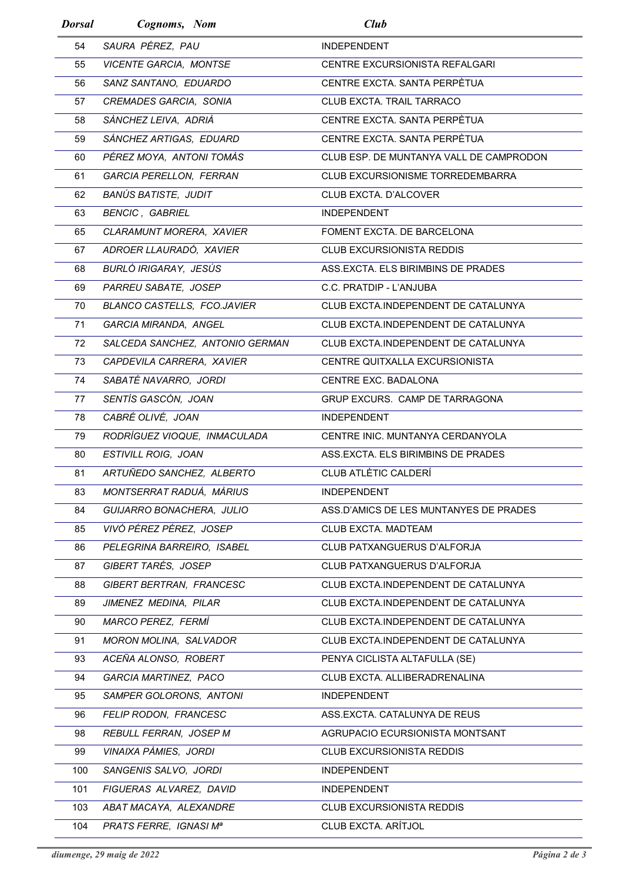| *Dorsal* | *Cognoms, Nom* | *Club* |
|---|---|---|
| 54 | *SAURA PÉREZ, PAU* | INDEPENDENT |
| 55 | *VICENTE GARCIA, MONTSE* | CENTRE EXCURSIONISTA REFALGARI |
| 56 | *SANZ SANTANO, EDUARDO* | CENTRE EXCTA. SANTA PERPÈTUA |
| 57 | *CREMADES GARCIA, SONIA* | CLUB EXCTA. TRAIL TARRACO |
| 58 | *SÀNCHEZ LEIVA, ADRIÀ* | CENTRE EXCTA. SANTA PERPÈTUA |
| 59 | *SÁNCHEZ ARTIGAS, EDUARD* | CENTRE EXCTA. SANTA PERPÈTUA |
| 60 | *PÉREZ MOYA, ANTONI TOMÀS* | CLUB ESP. DE MUNTANYA VALL DE CAMPRODON |
| 61 | *GARCIA PERELLON, FERRAN* | CLUB EXCURSIONISME TORREDEMBARRA |
| 62 | *BANÚS BATISTE, JUDIT* | CLUB EXCTA. D'ALCOVER |
| 63 | *BENCIC , GABRIEL* | INDEPENDENT |
| 65 | *CLARAMUNT MORERA, XAVIER* | FOMENT EXCTA. DE BARCELONA |
| 67 | *ADROER LLAURADÓ, XAVIER* | CLUB EXCURSIONISTA REDDIS |
| 68 | *BURLÓ IRIGARAY, JESÚS* | ASS.EXCTA. ELS BIRIMBINS DE PRADES |
| 69 | *PARREU SABATE, JOSEP* | C.C. PRATDIP - L'ANJUBA |
| 70 | *BLANCO CASTELLS, FCO.JAVIER* | CLUB EXCTA.INDEPENDENT DE CATALUNYA |
| 71 | *GARCIA MIRANDA, ANGEL* | CLUB EXCTA.INDEPENDENT DE CATALUNYA |
| 72 | *SALCEDA SANCHEZ, ANTONIO GERMAN* | CLUB EXCTA.INDEPENDENT DE CATALUNYA |
| 73 | *CAPDEVILA CARRERA, XAVIER* | CENTRE QUITXALLA EXCURSIONISTA |
| 74 | *SABATÉ NAVARRO, JORDI* | CENTRE EXC. BADALONA |
| 77 | *SENTÍS GASCÓN, JOAN* | GRUP EXCURS. CAMP DE TARRAGONA |
| 78 | *CABRÉ OLIVÉ, JOAN* | INDEPENDENT |
| 79 | *RODRÍGUEZ VIOQUE, INMACULADA* | CENTRE INIC. MUNTANYA CERDANYOLA |
| 80 | *ESTIVILL ROIG, JOAN* | ASS.EXCTA. ELS BIRIMBINS DE PRADES |
| 81 | *ARTUÑEDO SANCHEZ, ALBERTO* | CLUB ATLÈTIC CALDERÍ |
| 83 | *MONTSERRAT RADUÀ, MÀRIUS* | INDEPENDENT |
| 84 | *GUIJARRO BONACHERA, JULIO* | ASS.D'AMICS DE LES MUNTANYES DE PRADES |
| 85 | *VIVÓ PÉREZ PÉREZ, JOSEP* | CLUB EXCTA. MADTEAM |
| 86 | *PELEGRINA BARREIRO, ISABEL* | CLUB PATXANGUERUS D'ALFORJA |
| 87 | *GIBERT TARÉS, JOSEP* | CLUB PATXANGUERUS D'ALFORJA |
| 88 | *GIBERT BERTRAN, FRANCESC* | CLUB EXCTA.INDEPENDENT DE CATALUNYA |
| 89 | *JIMENEZ MEDINA, PILAR* | CLUB EXCTA.INDEPENDENT DE CATALUNYA |
| 90 | *MARCO PEREZ, FERMÍ* | CLUB EXCTA.INDEPENDENT DE CATALUNYA |
| 91 | *MORON MOLINA, SALVADOR* | CLUB EXCTA.INDEPENDENT DE CATALUNYA |
| 93 | *ACEÑA ALONSO, ROBERT* | PENYA CICLISTA ALTAFULLA (SE) |
| 94 | *GARCIA MARTINEZ, PACO* | CLUB EXCTA. ALLIBERADRENALINA |
| 95 | *SAMPER GOLORONS, ANTONI* | INDEPENDENT |
| 96 | *FELIP RODON, FRANCESC* | ASS.EXCTA. CATALUNYA DE REUS |
| 98 | *REBULL FERRAN, JOSEP M* | AGRUPACIO ECURSIONISTA MONTSANT |
| 99 | *VINAIXA PÀMIES, JORDI* | CLUB EXCURSIONISTA REDDIS |
| 100 | *SANGENIS SALVO, JORDI* | INDEPENDENT |
| 101 | *FIGUERAS ALVAREZ, DAVID* | INDEPENDENT |
| 103 | *ABAT MACAYA, ALEXANDRE* | CLUB EXCURSIONISTA REDDIS |
| 104 | *PRATS FERRE, IGNASI Mª* | CLUB EXCTA. ARÍTJOL |

*diumenge, 29 maig de 2022*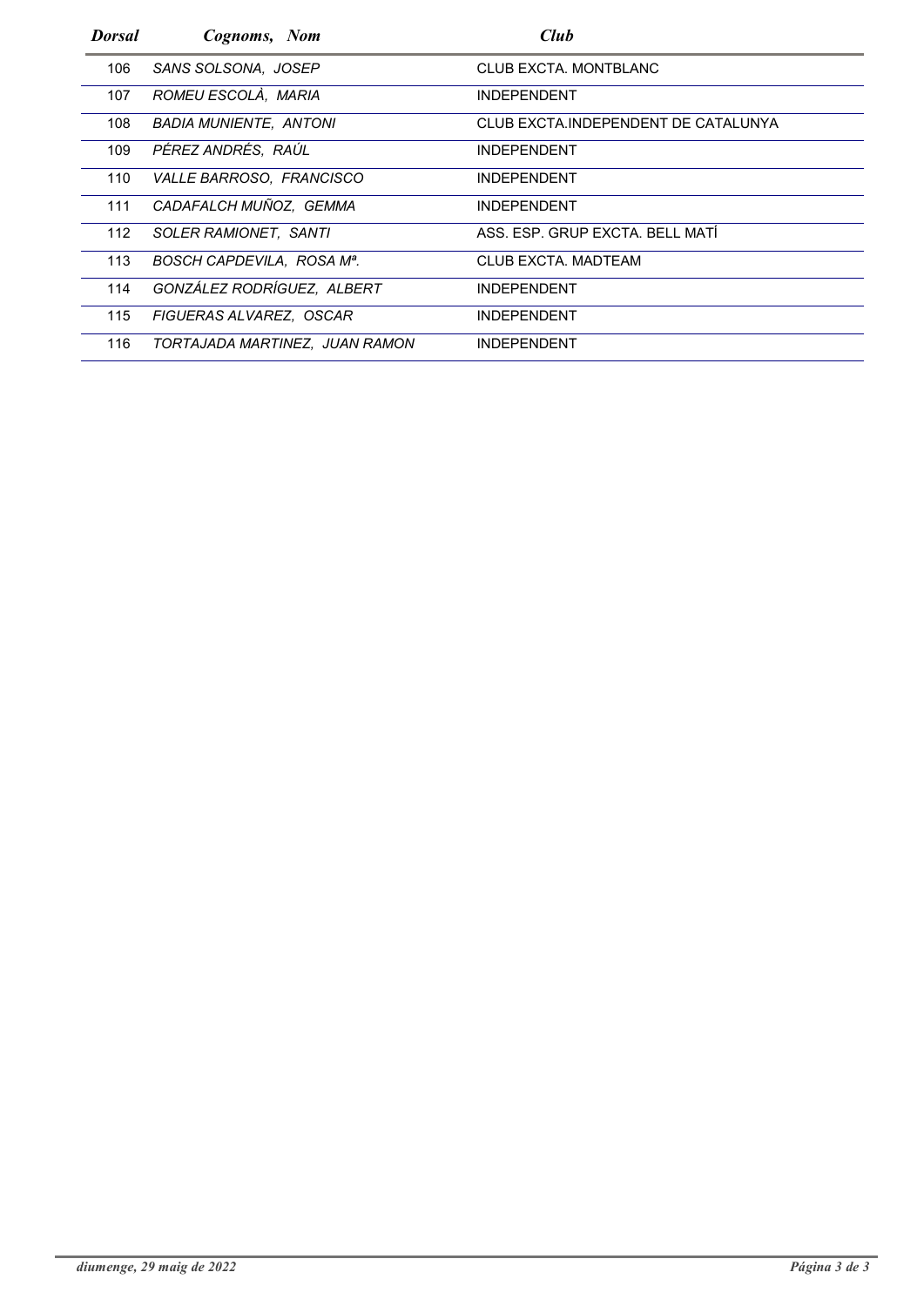| Dorsal | Cognoms, Nom | Club |
|---|---|---|
| 106 | SANS SOLSONA, JOSEP | CLUB EXCTA. MONTBLANC |
| 107 | ROMEU ESCOLÀ, MARIA | INDEPENDENT |
| 108 | BADIA MUNIENTE, ANTONI | CLUB EXCTA.INDEPENDENT DE CATALUNYA |
| 109 | PÉREZ ANDRÉS, RAÚL | INDEPENDENT |
| 110 | VALLE BARROSO, FRANCISCO | INDEPENDENT |
| 111 | CADAFALCH MUÑOZ, GEMMA | INDEPENDENT |
| 112 | SOLER RAMIONET, SANTI | ASS. ESP. GRUP EXCTA. BELL MATÍ |
| 113 | BOSCH CAPDEVILA, ROSA Mª. | CLUB EXCTA. MADTEAM |
| 114 | GONZÁLEZ RODRÍGUEZ, ALBERT | INDEPENDENT |
| 115 | FIGUERAS ALVAREZ, OSCAR | INDEPENDENT |
| 116 | TORTAJADA MARTINEZ, JUAN RAMON | INDEPENDENT |

*diumenge, 29 maig de 2022*